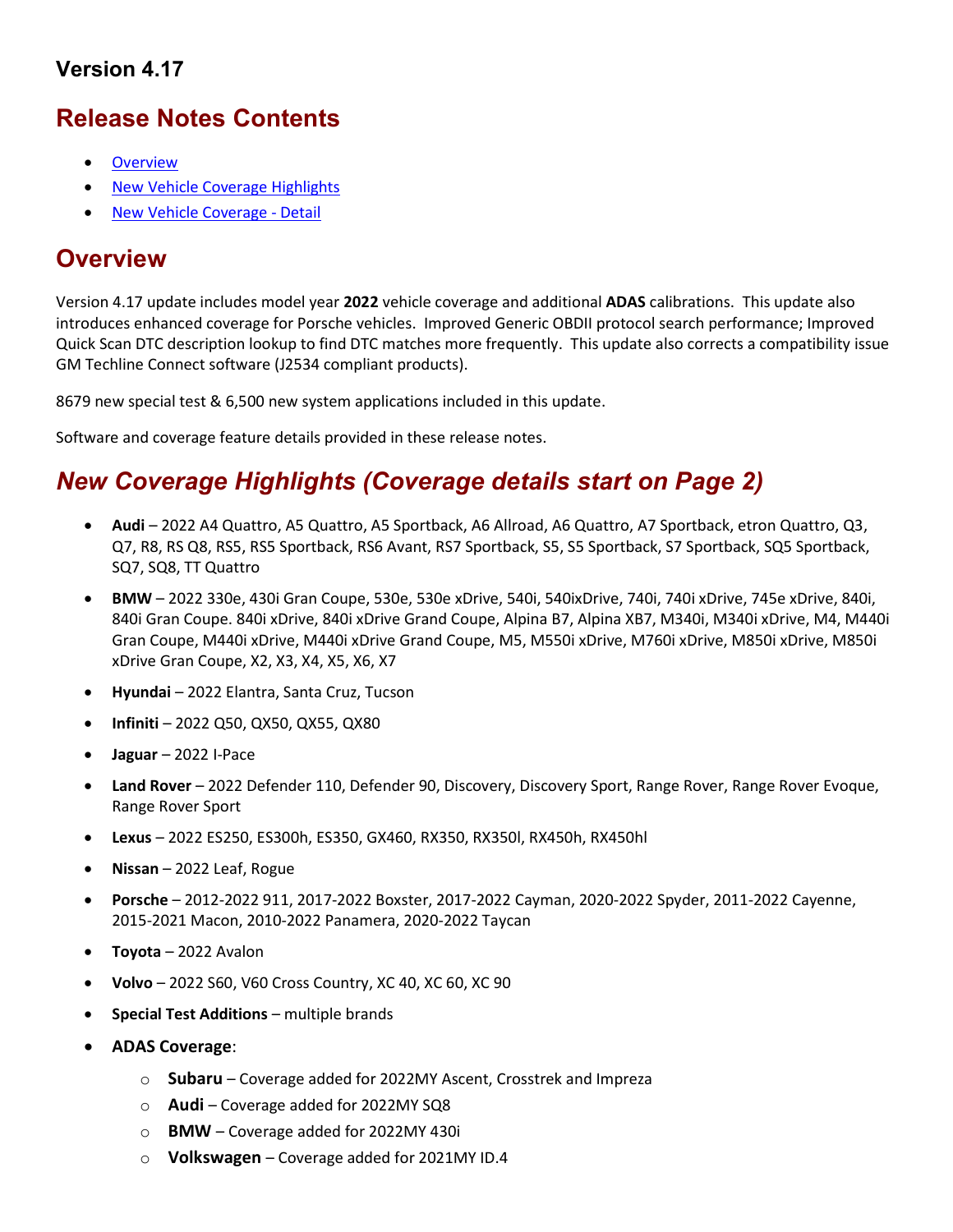### Version 4.17

## Release Notes Contents

- [Overview](#overview)
- [New Vehicle Coverage Highlights](#new-coverage-highlights)
- [New Vehicle Coverage - Detail](#)

## Overview

Version 4.17 update includes model year **2022** vehicle coverage and additional **ADAS** calibrations. This update also introduces enhanced coverage for Porsche vehicles. Improved Generic OBDII protocol search performance; Improved Quick Scan DTC description lookup to find DTC matches more frequently. This update also corrects a compatibility issue GM Techline Connect software (J2534 compliant products).

8679 new special test & 6,500 new system applications included in this update.

Software and coverage feature details provided in these release notes.

## *New Coverage Highlights (Coverage details start on Page 2)*

- **Audi** – 2022 A4 Quattro, A5 Quattro, A5 Sportback, A6 Allroad, A6 Quattro, A7 Sportback, etron Quattro, Q3, Q7, R8, RS Q8, RS5, RS5 Sportback, RS6 Avant, RS7 Sportback, S5, S5 Sportback, S7 Sportback, SQ5 Sportback, SQ7, SQ8, TT Quattro
- **BMW** – 2022 330e, 430i Gran Coupe, 530e, 530e xDrive, 540i, 540ixDrive, 740i, 740i xDrive, 745e xDrive, 840i, 840i Gran Coupe. 840i xDrive, 840i xDrive Grand Coupe, Alpina B7, Alpina XB7, M340i, M340i xDrive, M4, M440i Gran Coupe, M440i xDrive, M440i xDrive Grand Coupe, M5, M550i xDrive, M760i xDrive, M850i xDrive, M850i xDrive Gran Coupe, X2, X3, X4, X5, X6, X7
- **Hyundai** – 2022 Elantra, Santa Cruz, Tucson
- **Infiniti** – 2022 Q50, QX50, QX55, QX80
- **Jaguar** – 2022 I-Pace
- **Land Rover** – 2022 Defender 110, Defender 90, Discovery, Discovery Sport, Range Rover, Range Rover Evoque, Range Rover Sport
- **Lexus** – 2022 ES250, ES300h, ES350, GX460, RX350, RX350l, RX450h, RX450hl
- **Nissan** – 2022 Leaf, Rogue
- **Porsche** – 2012-2022 911, 2017-2022 Boxster, 2017-2022 Cayman, 2020-2022 Spyder, 2011-2022 Cayenne, 2015-2021 Macon, 2010-2022 Panamera, 2020-2022 Taycan
- **Toyota** – 2022 Avalon
- **Volvo** – 2022 S60, V60 Cross Country, XC 40, XC 60, XC 90
- **Special Test Additions** – multiple brands
- **ADAS Coverage**:
  - **Subaru** – Coverage added for 2022MY Ascent, Crosstrek and Impreza
  - **Audi** – Coverage added for 2022MY SQ8
  - **BMW** – Coverage added for 2022MY 430i
  - **Volkswagen** – Coverage added for 2021MY ID.4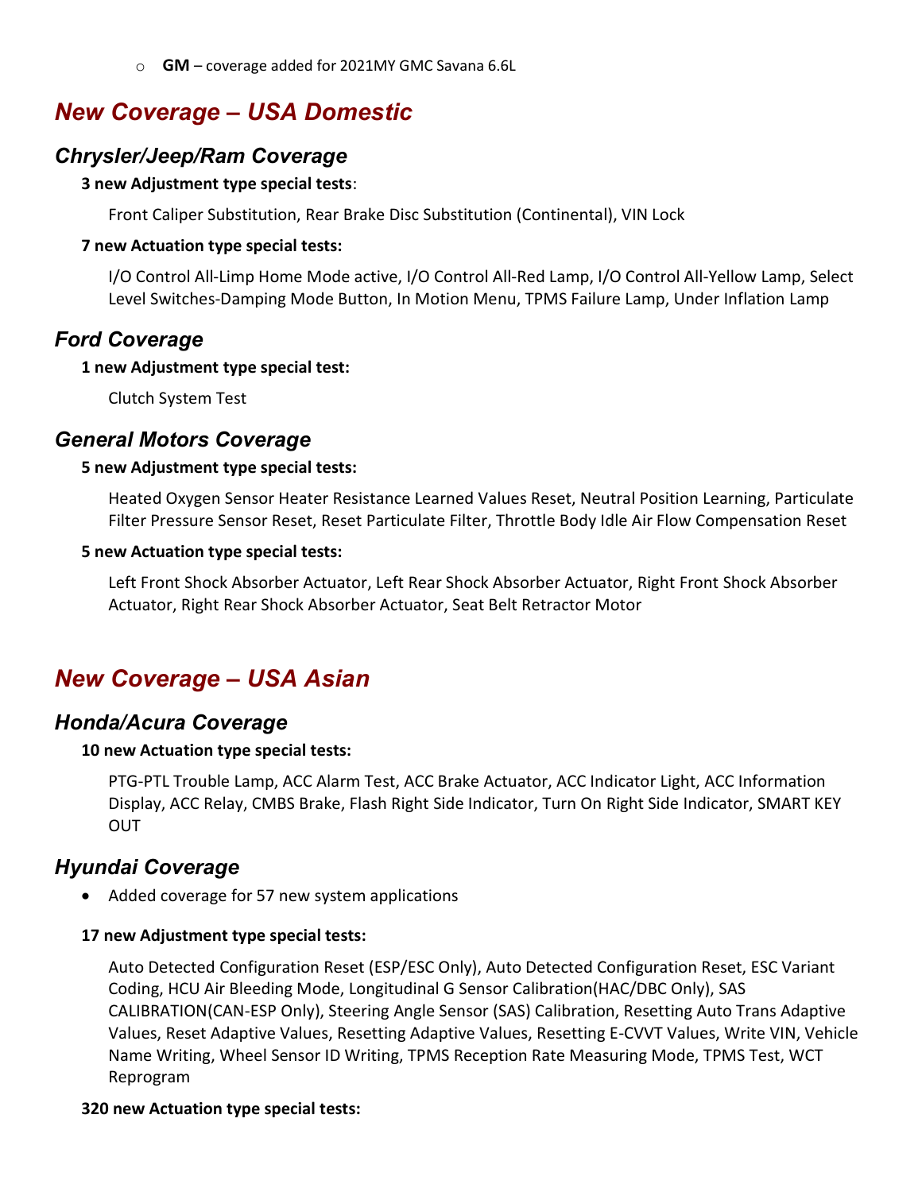- **GM** – coverage added for 2021MY GMC Savana 6.6L

## *New Coverage – USA Domestic*

### *Chrysler/Jeep/Ram Coverage*

**3 new Adjustment type special tests**:

Front Caliper Substitution, Rear Brake Disc Substitution (Continental), VIN Lock

**7 new Actuation type special tests:**

I/O Control All-Limp Home Mode active, I/O Control All-Red Lamp, I/O Control All-Yellow Lamp, Select Level Switches-Damping Mode Button, In Motion Menu, TPMS Failure Lamp, Under Inflation Lamp

### *Ford Coverage*

**1 new Adjustment type special test:**

Clutch System Test

### *General Motors Coverage*

**5 new Adjustment type special tests:**

Heated Oxygen Sensor Heater Resistance Learned Values Reset, Neutral Position Learning, Particulate Filter Pressure Sensor Reset, Reset Particulate Filter, Throttle Body Idle Air Flow Compensation Reset

**5 new Actuation type special tests:**

Left Front Shock Absorber Actuator, Left Rear Shock Absorber Actuator, Right Front Shock Absorber Actuator, Right Rear Shock Absorber Actuator, Seat Belt Retractor Motor

## *New Coverage – USA Asian*

### *Honda/Acura Coverage*

**10 new Actuation type special tests:**

PTG-PTL Trouble Lamp, ACC Alarm Test, ACC Brake Actuator, ACC Indicator Light, ACC Information Display, ACC Relay, CMBS Brake, Flash Right Side Indicator, Turn On Right Side Indicator, SMART KEY OUT

### *Hyundai Coverage*

- Added coverage for 57 new system applications

**17 new Adjustment type special tests:**

Auto Detected Configuration Reset (ESP/ESC Only), Auto Detected Configuration Reset, ESC Variant Coding, HCU Air Bleeding Mode, Longitudinal G Sensor Calibration(HAC/DBC Only), SAS CALIBRATION(CAN-ESP Only), Steering Angle Sensor (SAS) Calibration, Resetting Auto Trans Adaptive Values, Reset Adaptive Values, Resetting Adaptive Values, Resetting E-CVVT Values, Write VIN, Vehicle Name Writing, Wheel Sensor ID Writing, TPMS Reception Rate Measuring Mode, TPMS Test, WCT Reprogram

**320 new Actuation type special tests:**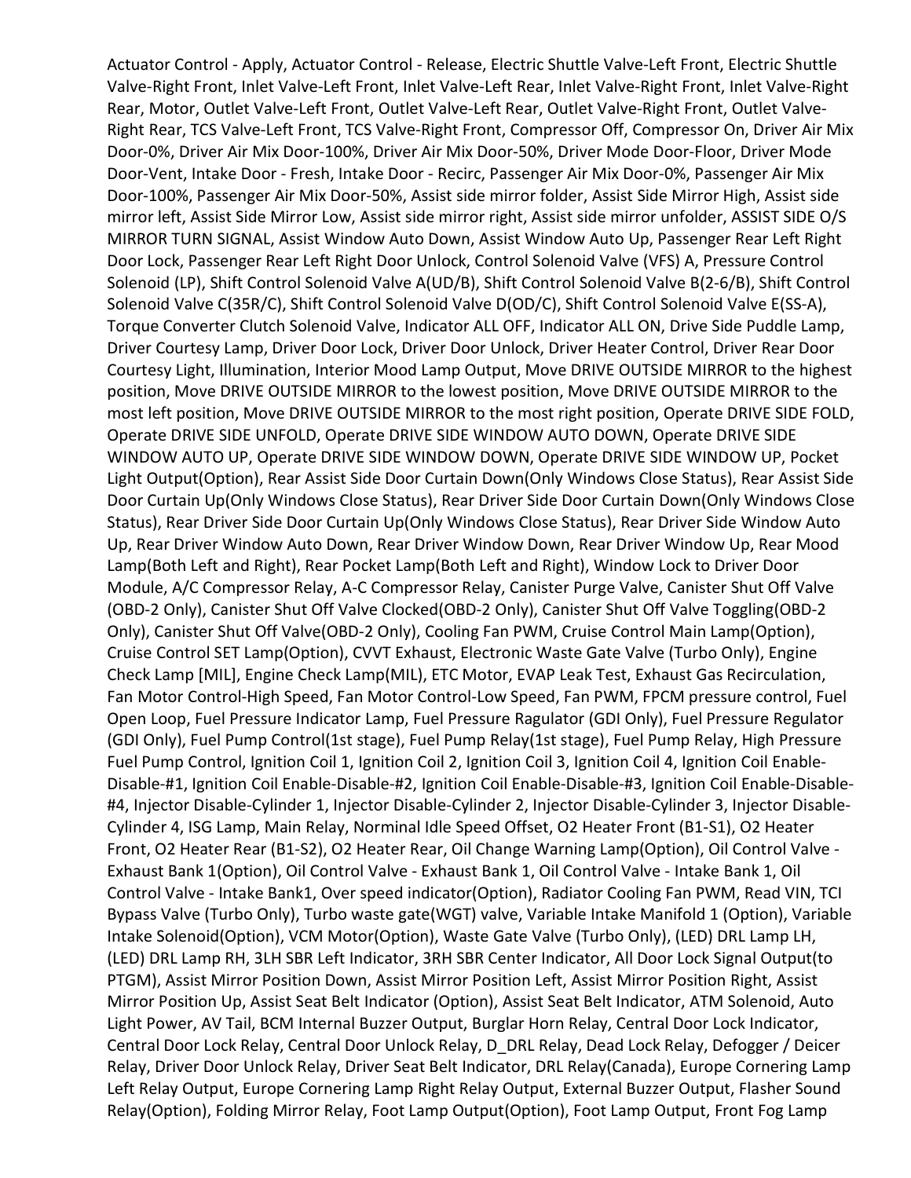Actuator Control - Apply, Actuator Control - Release, Electric Shuttle Valve-Left Front, Electric Shuttle Valve-Right Front, Inlet Valve-Left Front, Inlet Valve-Left Rear, Inlet Valve-Right Front, Inlet Valve-Right Rear, Motor, Outlet Valve-Left Front, Outlet Valve-Left Rear, Outlet Valve-Right Front, Outlet Valve-Right Rear, TCS Valve-Left Front, TCS Valve-Right Front, Compressor Off, Compressor On, Driver Air Mix Door-0%, Driver Air Mix Door-100%, Driver Air Mix Door-50%, Driver Mode Door-Floor, Driver Mode Door-Vent, Intake Door - Fresh, Intake Door - Recirc, Passenger Air Mix Door-0%, Passenger Air Mix Door-100%, Passenger Air Mix Door-50%, Assist side mirror folder, Assist Side Mirror High, Assist side mirror left, Assist Side Mirror Low, Assist side mirror right, Assist side mirror unfolder, ASSIST SIDE O/S MIRROR TURN SIGNAL, Assist Window Auto Down, Assist Window Auto Up, Passenger Rear Left Right Door Lock, Passenger Rear Left Right Door Unlock, Control Solenoid Valve (VFS) A, Pressure Control Solenoid (LP), Shift Control Solenoid Valve A(UD/B), Shift Control Solenoid Valve B(2-6/B), Shift Control Solenoid Valve C(35R/C), Shift Control Solenoid Valve D(OD/C), Shift Control Solenoid Valve E(SS-A), Torque Converter Clutch Solenoid Valve, Indicator ALL OFF, Indicator ALL ON, Drive Side Puddle Lamp, Driver Courtesy Lamp, Driver Door Lock, Driver Door Unlock, Driver Heater Control, Driver Rear Door Courtesy Light, Illumination, Interior Mood Lamp Output, Move DRIVE OUTSIDE MIRROR to the highest position, Move DRIVE OUTSIDE MIRROR to the lowest position, Move DRIVE OUTSIDE MIRROR to the most left position, Move DRIVE OUTSIDE MIRROR to the most right position, Operate DRIVE SIDE FOLD, Operate DRIVE SIDE UNFOLD, Operate DRIVE SIDE WINDOW AUTO DOWN, Operate DRIVE SIDE WINDOW AUTO UP, Operate DRIVE SIDE WINDOW DOWN, Operate DRIVE SIDE WINDOW UP, Pocket Light Output(Option), Rear Assist Side Door Curtain Down(Only Windows Close Status), Rear Assist Side Door Curtain Up(Only Windows Close Status), Rear Driver Side Door Curtain Down(Only Windows Close Status), Rear Driver Side Door Curtain Up(Only Windows Close Status), Rear Driver Side Window Auto Up, Rear Driver Window Auto Down, Rear Driver Window Down, Rear Driver Window Up, Rear Mood Lamp(Both Left and Right), Rear Pocket Lamp(Both Left and Right), Window Lock to Driver Door Module, A/C Compressor Relay, A-C Compressor Relay, Canister Purge Valve, Canister Shut Off Valve (OBD-2 Only), Canister Shut Off Valve Clocked(OBD-2 Only), Canister Shut Off Valve Toggling(OBD-2 Only), Canister Shut Off Valve(OBD-2 Only), Cooling Fan PWM, Cruise Control Main Lamp(Option), Cruise Control SET Lamp(Option), CVVT Exhaust, Electronic Waste Gate Valve (Turbo Only), Engine Check Lamp [MIL], Engine Check Lamp(MIL), ETC Motor, EVAP Leak Test, Exhaust Gas Recirculation, Fan Motor Control-High Speed, Fan Motor Control-Low Speed, Fan PWM, FPCM pressure control, Fuel Open Loop, Fuel Pressure Indicator Lamp, Fuel Pressure Ragulator (GDI Only), Fuel Pressure Regulator (GDI Only), Fuel Pump Control(1st stage), Fuel Pump Relay(1st stage), Fuel Pump Relay, High Pressure Fuel Pump Control, Ignition Coil 1, Ignition Coil 2, Ignition Coil 3, Ignition Coil 4, Ignition Coil Enable-Disable-#1, Ignition Coil Enable-Disable-#2, Ignition Coil Enable-Disable-#3, Ignition Coil Enable-Disable-#4, Injector Disable-Cylinder 1, Injector Disable-Cylinder 2, Injector Disable-Cylinder 3, Injector Disable-Cylinder 4, ISG Lamp, Main Relay, Norminal Idle Speed Offset, O2 Heater Front (B1-S1), O2 Heater Front, O2 Heater Rear (B1-S2), O2 Heater Rear, Oil Change Warning Lamp(Option), Oil Control Valve - Exhaust Bank 1(Option), Oil Control Valve - Exhaust Bank 1, Oil Control Valve - Intake Bank 1, Oil Control Valve - Intake Bank1, Over speed indicator(Option), Radiator Cooling Fan PWM, Read VIN, TCI Bypass Valve (Turbo Only), Turbo waste gate(WGT) valve, Variable Intake Manifold 1 (Option), Variable Intake Solenoid(Option), VCM Motor(Option), Waste Gate Valve (Turbo Only), (LED) DRL Lamp LH, (LED) DRL Lamp RH, 3LH SBR Left Indicator, 3RH SBR Center Indicator, All Door Lock Signal Output(to PTGM), Assist Mirror Position Down, Assist Mirror Position Left, Assist Mirror Position Right, Assist Mirror Position Up, Assist Seat Belt Indicator (Option), Assist Seat Belt Indicator, ATM Solenoid, Auto Light Power, AV Tail, BCM Internal Buzzer Output, Burglar Horn Relay, Central Door Lock Indicator, Central Door Lock Relay, Central Door Unlock Relay, D_DRL Relay, Dead Lock Relay, Defogger / Deicer Relay, Driver Door Unlock Relay, Driver Seat Belt Indicator, DRL Relay(Canada), Europe Cornering Lamp Left Relay Output, Europe Cornering Lamp Right Relay Output, External Buzzer Output, Flasher Sound Relay(Option), Folding Mirror Relay, Foot Lamp Output(Option), Foot Lamp Output, Front Fog Lamp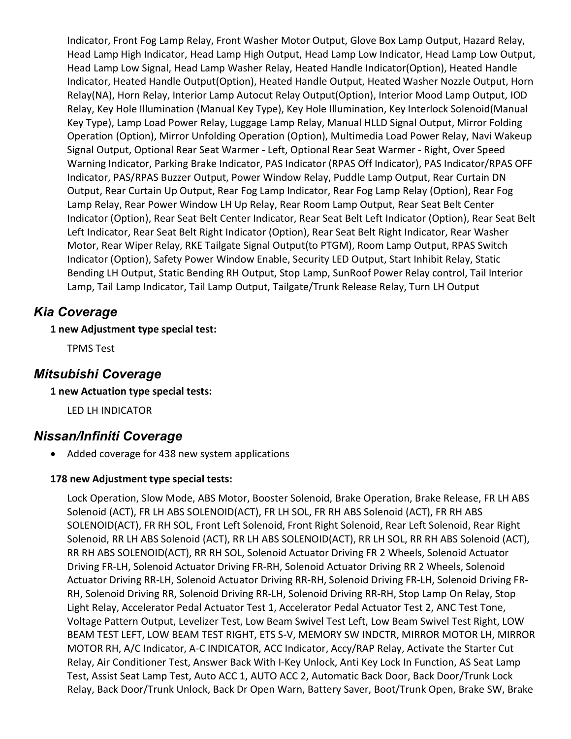Indicator, Front Fog Lamp Relay, Front Washer Motor Output, Glove Box Lamp Output, Hazard Relay, Head Lamp High Indicator, Head Lamp High Output, Head Lamp Low Indicator, Head Lamp Low Output, Head Lamp Low Signal, Head Lamp Washer Relay, Heated Handle Indicator(Option), Heated Handle Indicator, Heated Handle Output(Option), Heated Handle Output, Heated Washer Nozzle Output, Horn Relay(NA), Horn Relay, Interior Lamp Autocut Relay Output(Option), Interior Mood Lamp Output, IOD Relay, Key Hole Illumination (Manual Key Type), Key Hole Illumination, Key Interlock Solenoid(Manual Key Type), Lamp Load Power Relay, Luggage Lamp Relay, Manual HLLD Signal Output, Mirror Folding Operation (Option), Mirror Unfolding Operation (Option), Multimedia Load Power Relay, Navi Wakeup Signal Output, Optional Rear Seat Warmer - Left, Optional Rear Seat Warmer - Right, Over Speed Warning Indicator, Parking Brake Indicator, PAS Indicator (RPAS Off Indicator), PAS Indicator/RPAS OFF Indicator, PAS/RPAS Buzzer Output, Power Window Relay, Puddle Lamp Output, Rear Curtain DN Output, Rear Curtain Up Output, Rear Fog Lamp Indicator, Rear Fog Lamp Relay (Option), Rear Fog Lamp Relay, Rear Power Window LH Up Relay, Rear Room Lamp Output, Rear Seat Belt Center Indicator (Option), Rear Seat Belt Center Indicator, Rear Seat Belt Left Indicator (Option), Rear Seat Belt Left Indicator, Rear Seat Belt Right Indicator (Option), Rear Seat Belt Right Indicator, Rear Washer Motor, Rear Wiper Relay, RKE Tailgate Signal Output(to PTGM), Room Lamp Output, RPAS Switch Indicator (Option), Safety Power Window Enable, Security LED Output, Start Inhibit Relay, Static Bending LH Output, Static Bending RH Output, Stop Lamp, SunRoof Power Relay control, Tail Interior Lamp, Tail Lamp Indicator, Tail Lamp Output, Tailgate/Trunk Release Relay, Turn LH Output

## *Kia Coverage*

**1 new Adjustment type special test:**

TPMS Test

## *Mitsubishi Coverage*

**1 new Actuation type special tests:**

LED LH INDICATOR

## *Nissan/Infiniti Coverage*

- Added coverage for 438 new system applications

**178 new Adjustment type special tests:**

Lock Operation, Slow Mode, ABS Motor, Booster Solenoid, Brake Operation, Brake Release, FR LH ABS Solenoid (ACT), FR LH ABS SOLENOID(ACT), FR LH SOL, FR RH ABS Solenoid (ACT), FR RH ABS SOLENOID(ACT), FR RH SOL, Front Left Solenoid, Front Right Solenoid, Rear Left Solenoid, Rear Right Solenoid, RR LH ABS Solenoid (ACT), RR LH ABS SOLENOID(ACT), RR LH SOL, RR RH ABS Solenoid (ACT), RR RH ABS SOLENOID(ACT), RR RH SOL, Solenoid Actuator Driving FR 2 Wheels, Solenoid Actuator Driving FR-LH, Solenoid Actuator Driving FR-RH, Solenoid Actuator Driving RR 2 Wheels, Solenoid Actuator Driving RR-LH, Solenoid Actuator Driving RR-RH, Solenoid Driving FR-LH, Solenoid Driving FR-RH, Solenoid Driving RR, Solenoid Driving RR-LH, Solenoid Driving RR-RH, Stop Lamp On Relay, Stop Light Relay, Accelerator Pedal Actuator Test 1, Accelerator Pedal Actuator Test 2, ANC Test Tone, Voltage Pattern Output, Levelizer Test, Low Beam Swivel Test Left, Low Beam Swivel Test Right, LOW BEAM TEST LEFT, LOW BEAM TEST RIGHT, ETS S-V, MEMORY SW INDCTR, MIRROR MOTOR LH, MIRROR MOTOR RH, A/C Indicator, A-C INDICATOR, ACC Indicator, Accy/RAP Relay, Activate the Starter Cut Relay, Air Conditioner Test, Answer Back With I-Key Unlock, Anti Key Lock In Function, AS Seat Lamp Test, Assist Seat Lamp Test, Auto ACC 1, AUTO ACC 2, Automatic Back Door, Back Door/Trunk Lock Relay, Back Door/Trunk Unlock, Back Dr Open Warn, Battery Saver, Boot/Trunk Open, Brake SW, Brake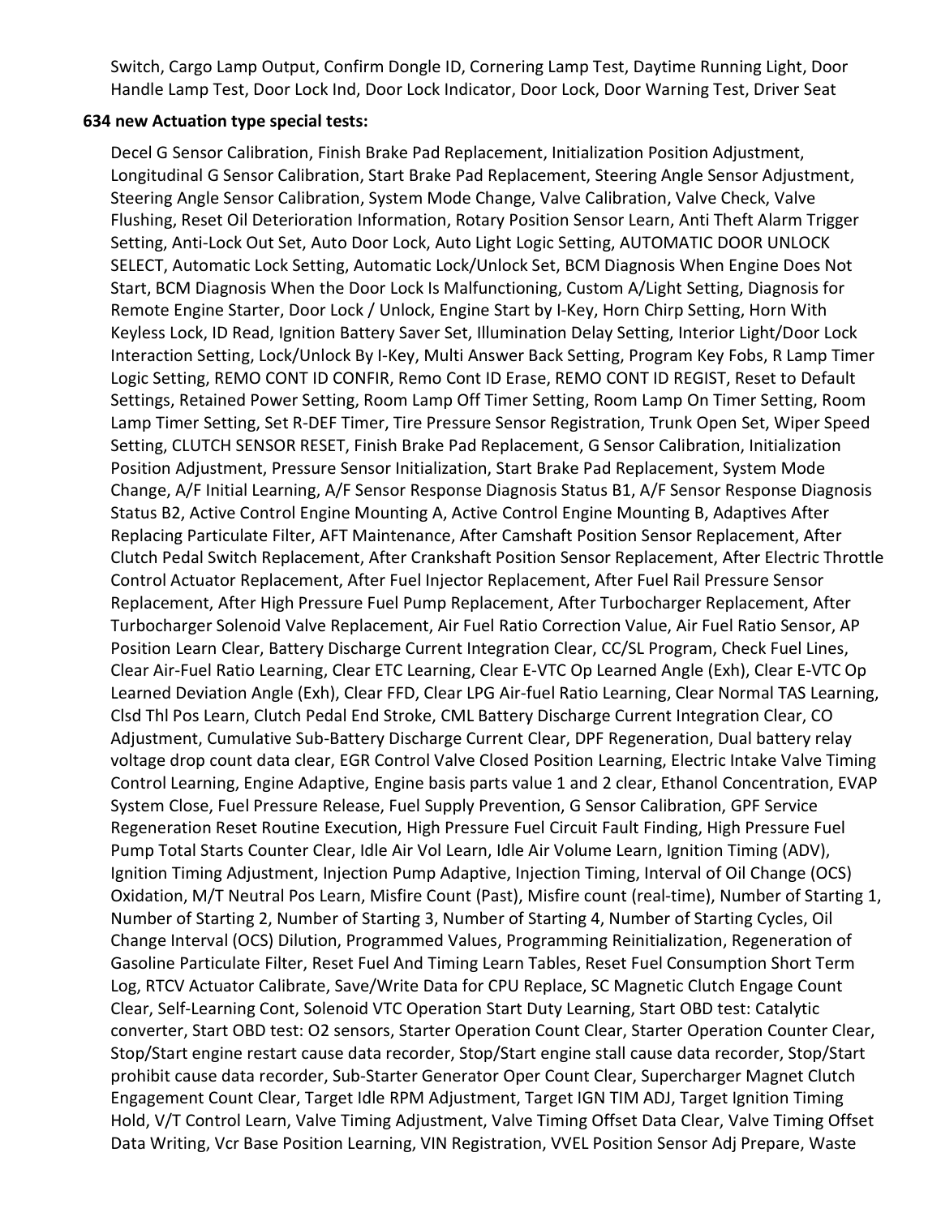Switch, Cargo Lamp Output, Confirm Dongle ID, Cornering Lamp Test, Daytime Running Light, Door Handle Lamp Test, Door Lock Ind, Door Lock Indicator, Door Lock, Door Warning Test, Driver Seat

**634 new Actuation type special tests:**

Decel G Sensor Calibration, Finish Brake Pad Replacement, Initialization Position Adjustment, Longitudinal G Sensor Calibration, Start Brake Pad Replacement, Steering Angle Sensor Adjustment, Steering Angle Sensor Calibration, System Mode Change, Valve Calibration, Valve Check, Valve Flushing, Reset Oil Deterioration Information, Rotary Position Sensor Learn, Anti Theft Alarm Trigger Setting, Anti-Lock Out Set, Auto Door Lock, Auto Light Logic Setting, AUTOMATIC DOOR UNLOCK SELECT, Automatic Lock Setting, Automatic Lock/Unlock Set, BCM Diagnosis When Engine Does Not Start, BCM Diagnosis When the Door Lock Is Malfunctioning, Custom A/Light Setting, Diagnosis for Remote Engine Starter, Door Lock / Unlock, Engine Start by I-Key, Horn Chirp Setting, Horn With Keyless Lock, ID Read, Ignition Battery Saver Set, Illumination Delay Setting, Interior Light/Door Lock Interaction Setting, Lock/Unlock By I-Key, Multi Answer Back Setting, Program Key Fobs, R Lamp Timer Logic Setting, REMO CONT ID CONFIR, Remo Cont ID Erase, REMO CONT ID REGIST, Reset to Default Settings, Retained Power Setting, Room Lamp Off Timer Setting, Room Lamp On Timer Setting, Room Lamp Timer Setting, Set R-DEF Timer, Tire Pressure Sensor Registration, Trunk Open Set, Wiper Speed Setting, CLUTCH SENSOR RESET, Finish Brake Pad Replacement, G Sensor Calibration, Initialization Position Adjustment, Pressure Sensor Initialization, Start Brake Pad Replacement, System Mode Change, A/F Initial Learning, A/F Sensor Response Diagnosis Status B1, A/F Sensor Response Diagnosis Status B2, Active Control Engine Mounting A, Active Control Engine Mounting B, Adaptives After Replacing Particulate Filter, AFT Maintenance, After Camshaft Position Sensor Replacement, After Clutch Pedal Switch Replacement, After Crankshaft Position Sensor Replacement, After Electric Throttle Control Actuator Replacement, After Fuel Injector Replacement, After Fuel Rail Pressure Sensor Replacement, After High Pressure Fuel Pump Replacement, After Turbocharger Replacement, After Turbocharger Solenoid Valve Replacement, Air Fuel Ratio Correction Value, Air Fuel Ratio Sensor, AP Position Learn Clear, Battery Discharge Current Integration Clear, CC/SL Program, Check Fuel Lines, Clear Air-Fuel Ratio Learning, Clear ETC Learning, Clear E-VTC Op Learned Angle (Exh), Clear E-VTC Op Learned Deviation Angle (Exh), Clear FFD, Clear LPG Air-fuel Ratio Learning, Clear Normal TAS Learning, Clsd Thl Pos Learn, Clutch Pedal End Stroke, CML Battery Discharge Current Integration Clear, CO Adjustment, Cumulative Sub-Battery Discharge Current Clear, DPF Regeneration, Dual battery relay voltage drop count data clear, EGR Control Valve Closed Position Learning, Electric Intake Valve Timing Control Learning, Engine Adaptive, Engine basis parts value 1 and 2 clear, Ethanol Concentration, EVAP System Close, Fuel Pressure Release, Fuel Supply Prevention, G Sensor Calibration, GPF Service Regeneration Reset Routine Execution, High Pressure Fuel Circuit Fault Finding, High Pressure Fuel Pump Total Starts Counter Clear, Idle Air Vol Learn, Idle Air Volume Learn, Ignition Timing (ADV), Ignition Timing Adjustment, Injection Pump Adaptive, Injection Timing, Interval of Oil Change (OCS) Oxidation, M/T Neutral Pos Learn, Misfire Count (Past), Misfire count (real-time), Number of Starting 1, Number of Starting 2, Number of Starting 3, Number of Starting 4, Number of Starting Cycles, Oil Change Interval (OCS) Dilution, Programmed Values, Programming Reinitialization, Regeneration of Gasoline Particulate Filter, Reset Fuel And Timing Learn Tables, Reset Fuel Consumption Short Term Log, RTCV Actuator Calibrate, Save/Write Data for CPU Replace, SC Magnetic Clutch Engage Count Clear, Self-Learning Cont, Solenoid VTC Operation Start Duty Learning, Start OBD test: Catalytic converter, Start OBD test: O2 sensors, Starter Operation Count Clear, Starter Operation Counter Clear, Stop/Start engine restart cause data recorder, Stop/Start engine stall cause data recorder, Stop/Start prohibit cause data recorder, Sub-Starter Generator Oper Count Clear, Supercharger Magnet Clutch Engagement Count Clear, Target Idle RPM Adjustment, Target IGN TIM ADJ, Target Ignition Timing Hold, V/T Control Learn, Valve Timing Adjustment, Valve Timing Offset Data Clear, Valve Timing Offset Data Writing, Vcr Base Position Learning, VIN Registration, VVEL Position Sensor Adj Prepare, Waste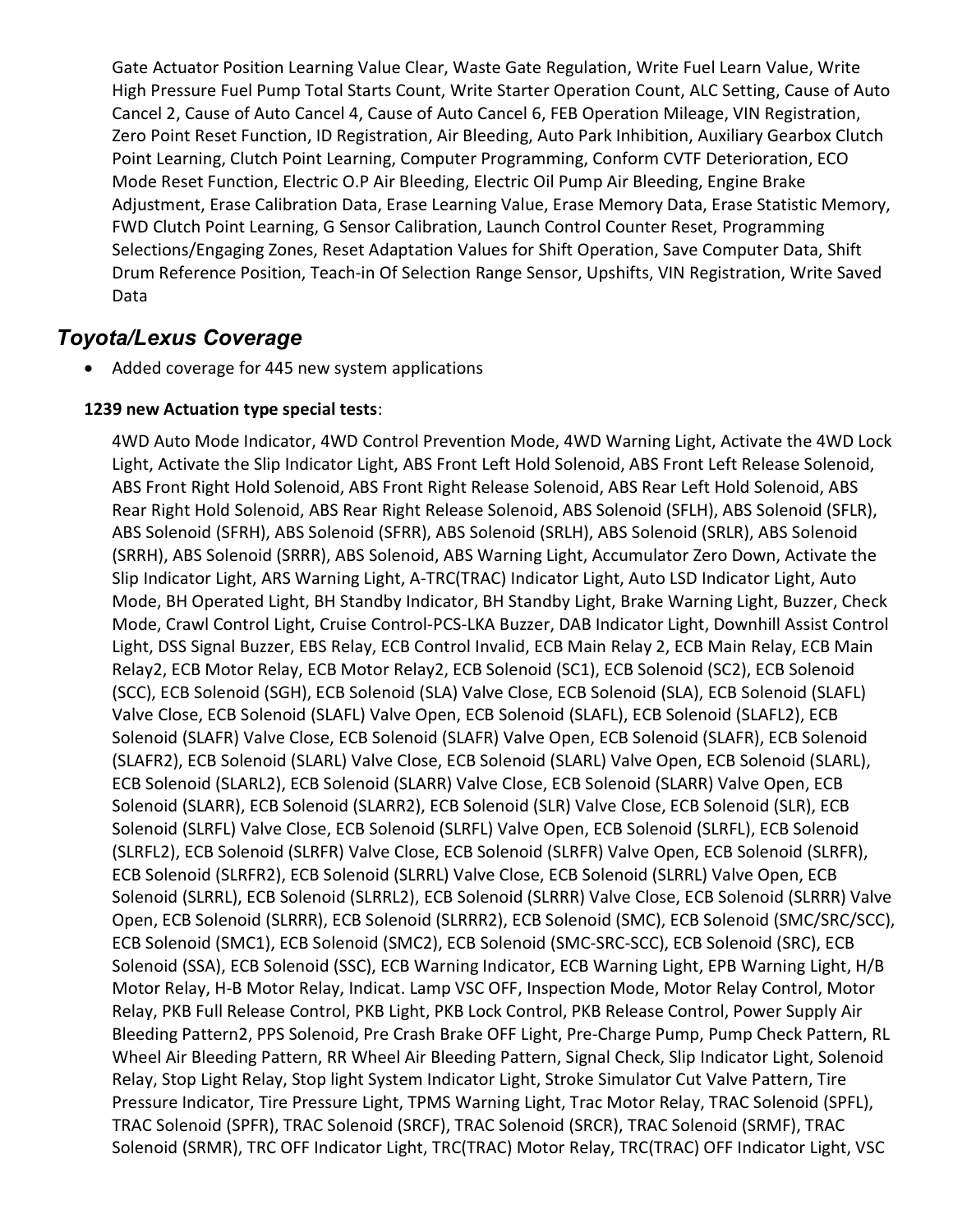Gate Actuator Position Learning Value Clear, Waste Gate Regulation, Write Fuel Learn Value, Write High Pressure Fuel Pump Total Starts Count, Write Starter Operation Count, ALC Setting, Cause of Auto Cancel 2, Cause of Auto Cancel 4, Cause of Auto Cancel 6, FEB Operation Mileage, VIN Registration, Zero Point Reset Function, ID Registration, Air Bleeding, Auto Park Inhibition, Auxiliary Gearbox Clutch Point Learning, Clutch Point Learning, Computer Programming, Conform CVTF Deterioration, ECO Mode Reset Function, Electric O.P Air Bleeding, Electric Oil Pump Air Bleeding, Engine Brake Adjustment, Erase Calibration Data, Erase Learning Value, Erase Memory Data, Erase Statistic Memory, FWD Clutch Point Learning, G Sensor Calibration, Launch Control Counter Reset, Programming Selections/Engaging Zones, Reset Adaptation Values for Shift Operation, Save Computer Data, Shift Drum Reference Position, Teach-in Of Selection Range Sensor, Upshifts, VIN Registration, Write Saved Data

## *Toyota/Lexus Coverage*

- Added coverage for 445 new system applications

**1239 new Actuation type special tests**:

4WD Auto Mode Indicator, 4WD Control Prevention Mode, 4WD Warning Light, Activate the 4WD Lock Light, Activate the Slip Indicator Light, ABS Front Left Hold Solenoid, ABS Front Left Release Solenoid, ABS Front Right Hold Solenoid, ABS Front Right Release Solenoid, ABS Rear Left Hold Solenoid, ABS Rear Right Hold Solenoid, ABS Rear Right Release Solenoid, ABS Solenoid (SFLH), ABS Solenoid (SFLR), ABS Solenoid (SFRH), ABS Solenoid (SFRR), ABS Solenoid (SRLH), ABS Solenoid (SRLR), ABS Solenoid (SRRH), ABS Solenoid (SRRR), ABS Solenoid, ABS Warning Light, Accumulator Zero Down, Activate the Slip Indicator Light, ARS Warning Light, A-TRC(TRAC) Indicator Light, Auto LSD Indicator Light, Auto Mode, BH Operated Light, BH Standby Indicator, BH Standby Light, Brake Warning Light, Buzzer, Check Mode, Crawl Control Light, Cruise Control-PCS-LKA Buzzer, DAB Indicator Light, Downhill Assist Control Light, DSS Signal Buzzer, EBS Relay, ECB Control Invalid, ECB Main Relay 2, ECB Main Relay, ECB Main Relay2, ECB Motor Relay, ECB Motor Relay2, ECB Solenoid (SC1), ECB Solenoid (SC2), ECB Solenoid (SCC), ECB Solenoid (SGH), ECB Solenoid (SLA) Valve Close, ECB Solenoid (SLA), ECB Solenoid (SLAFL) Valve Close, ECB Solenoid (SLAFL) Valve Open, ECB Solenoid (SLAFL), ECB Solenoid (SLAFL2), ECB Solenoid (SLAFR) Valve Close, ECB Solenoid (SLAFR) Valve Open, ECB Solenoid (SLAFR), ECB Solenoid (SLAFR2), ECB Solenoid (SLARL) Valve Close, ECB Solenoid (SLARL) Valve Open, ECB Solenoid (SLARL), ECB Solenoid (SLARL2), ECB Solenoid (SLARR) Valve Close, ECB Solenoid (SLARR) Valve Open, ECB Solenoid (SLARR), ECB Solenoid (SLARR2), ECB Solenoid (SLR) Valve Close, ECB Solenoid (SLR), ECB Solenoid (SLRFL) Valve Close, ECB Solenoid (SLRFL) Valve Open, ECB Solenoid (SLRFL), ECB Solenoid (SLRFL2), ECB Solenoid (SLRFR) Valve Close, ECB Solenoid (SLRFR) Valve Open, ECB Solenoid (SLRFR), ECB Solenoid (SLRFR2), ECB Solenoid (SLRRL) Valve Close, ECB Solenoid (SLRRL) Valve Open, ECB Solenoid (SLRRL), ECB Solenoid (SLRRL2), ECB Solenoid (SLRRR) Valve Close, ECB Solenoid (SLRRR) Valve Open, ECB Solenoid (SLRRR), ECB Solenoid (SLRRR2), ECB Solenoid (SMC), ECB Solenoid (SMC/SRC/SCC), ECB Solenoid (SMC1), ECB Solenoid (SMC2), ECB Solenoid (SMC-SRC-SCC), ECB Solenoid (SRC), ECB Solenoid (SSA), ECB Solenoid (SSC), ECB Warning Indicator, ECB Warning Light, EPB Warning Light, H/B Motor Relay, H-B Motor Relay, Indicat. Lamp VSC OFF, Inspection Mode, Motor Relay Control, Motor Relay, PKB Full Release Control, PKB Light, PKB Lock Control, PKB Release Control, Power Supply Air Bleeding Pattern2, PPS Solenoid, Pre Crash Brake OFF Light, Pre-Charge Pump, Pump Check Pattern, RL Wheel Air Bleeding Pattern, RR Wheel Air Bleeding Pattern, Signal Check, Slip Indicator Light, Solenoid Relay, Stop Light Relay, Stop light System Indicator Light, Stroke Simulator Cut Valve Pattern, Tire Pressure Indicator, Tire Pressure Light, TPMS Warning Light, Trac Motor Relay, TRAC Solenoid (SPFL), TRAC Solenoid (SPFR), TRAC Solenoid (SRCF), TRAC Solenoid (SRCR), TRAC Solenoid (SRMF), TRAC Solenoid (SRMR), TRC OFF Indicator Light, TRC(TRAC) Motor Relay, TRC(TRAC) OFF Indicator Light, VSC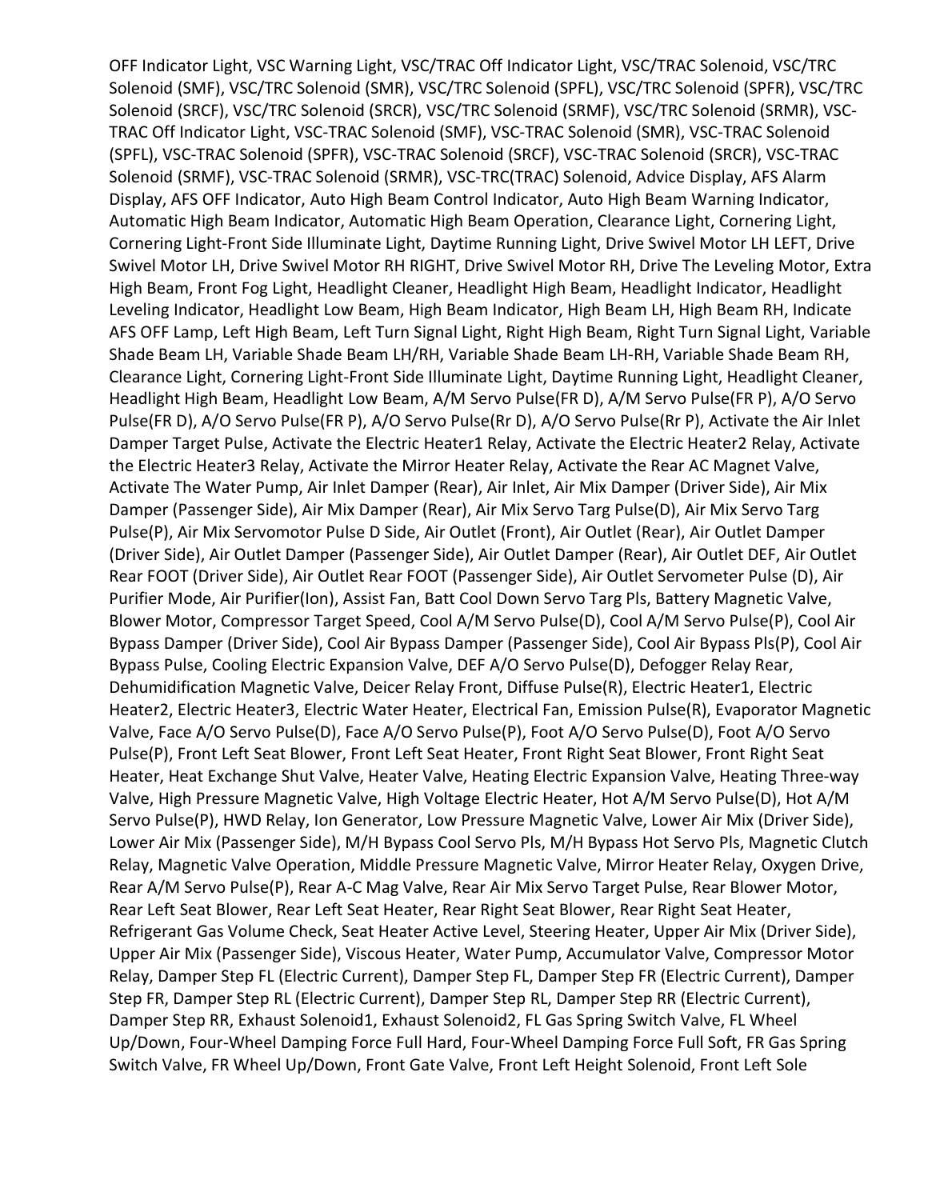OFF Indicator Light, VSC Warning Light, VSC/TRAC Off Indicator Light, VSC/TRAC Solenoid, VSC/TRC Solenoid (SMF), VSC/TRC Solenoid (SMR), VSC/TRC Solenoid (SPFL), VSC/TRC Solenoid (SPFR), VSC/TRC Solenoid (SRCF), VSC/TRC Solenoid (SRCR), VSC/TRC Solenoid (SRMF), VSC/TRC Solenoid (SRMR), VSC-TRAC Off Indicator Light, VSC-TRAC Solenoid (SMF), VSC-TRAC Solenoid (SMR), VSC-TRAC Solenoid (SPFL), VSC-TRAC Solenoid (SPFR), VSC-TRAC Solenoid (SRCF), VSC-TRAC Solenoid (SRCR), VSC-TRAC Solenoid (SRMF), VSC-TRAC Solenoid (SRMR), VSC-TRC(TRAC) Solenoid, Advice Display, AFS Alarm Display, AFS OFF Indicator, Auto High Beam Control Indicator, Auto High Beam Warning Indicator, Automatic High Beam Indicator, Automatic High Beam Operation, Clearance Light, Cornering Light, Cornering Light-Front Side Illuminate Light, Daytime Running Light, Drive Swivel Motor LH LEFT, Drive Swivel Motor LH, Drive Swivel Motor RH RIGHT, Drive Swivel Motor RH, Drive The Leveling Motor, Extra High Beam, Front Fog Light, Headlight Cleaner, Headlight High Beam, Headlight Indicator, Headlight Leveling Indicator, Headlight Low Beam, High Beam Indicator, High Beam LH, High Beam RH, Indicate AFS OFF Lamp, Left High Beam, Left Turn Signal Light, Right High Beam, Right Turn Signal Light, Variable Shade Beam LH, Variable Shade Beam LH/RH, Variable Shade Beam LH-RH, Variable Shade Beam RH, Clearance Light, Cornering Light-Front Side Illuminate Light, Daytime Running Light, Headlight Cleaner, Headlight High Beam, Headlight Low Beam, A/M Servo Pulse(FR D), A/M Servo Pulse(FR P), A/O Servo Pulse(FR D), A/O Servo Pulse(FR P), A/O Servo Pulse(Rr D), A/O Servo Pulse(Rr P), Activate the Air Inlet Damper Target Pulse, Activate the Electric Heater1 Relay, Activate the Electric Heater2 Relay, Activate the Electric Heater3 Relay, Activate the Mirror Heater Relay, Activate the Rear AC Magnet Valve, Activate The Water Pump, Air Inlet Damper (Rear), Air Inlet, Air Mix Damper (Driver Side), Air Mix Damper (Passenger Side), Air Mix Damper (Rear), Air Mix Servo Targ Pulse(D), Air Mix Servo Targ Pulse(P), Air Mix Servomotor Pulse D Side, Air Outlet (Front), Air Outlet (Rear), Air Outlet Damper (Driver Side), Air Outlet Damper (Passenger Side), Air Outlet Damper (Rear), Air Outlet DEF, Air Outlet Rear FOOT (Driver Side), Air Outlet Rear FOOT (Passenger Side), Air Outlet Servometer Pulse (D), Air Purifier Mode, Air Purifier(Ion), Assist Fan, Batt Cool Down Servo Targ Pls, Battery Magnetic Valve, Blower Motor, Compressor Target Speed, Cool A/M Servo Pulse(D), Cool A/M Servo Pulse(P), Cool Air Bypass Damper (Driver Side), Cool Air Bypass Damper (Passenger Side), Cool Air Bypass Pls(P), Cool Air Bypass Pulse, Cooling Electric Expansion Valve, DEF A/O Servo Pulse(D), Defogger Relay Rear, Dehumidification Magnetic Valve, Deicer Relay Front, Diffuse Pulse(R), Electric Heater1, Electric Heater2, Electric Heater3, Electric Water Heater, Electrical Fan, Emission Pulse(R), Evaporator Magnetic Valve, Face A/O Servo Pulse(D), Face A/O Servo Pulse(P), Foot A/O Servo Pulse(D), Foot A/O Servo Pulse(P), Front Left Seat Blower, Front Left Seat Heater, Front Right Seat Blower, Front Right Seat Heater, Heat Exchange Shut Valve, Heater Valve, Heating Electric Expansion Valve, Heating Three-way Valve, High Pressure Magnetic Valve, High Voltage Electric Heater, Hot A/M Servo Pulse(D), Hot A/M Servo Pulse(P), HWD Relay, Ion Generator, Low Pressure Magnetic Valve, Lower Air Mix (Driver Side), Lower Air Mix (Passenger Side), M/H Bypass Cool Servo Pls, M/H Bypass Hot Servo Pls, Magnetic Clutch Relay, Magnetic Valve Operation, Middle Pressure Magnetic Valve, Mirror Heater Relay, Oxygen Drive, Rear A/M Servo Pulse(P), Rear A-C Mag Valve, Rear Air Mix Servo Target Pulse, Rear Blower Motor, Rear Left Seat Blower, Rear Left Seat Heater, Rear Right Seat Blower, Rear Right Seat Heater, Refrigerant Gas Volume Check, Seat Heater Active Level, Steering Heater, Upper Air Mix (Driver Side), Upper Air Mix (Passenger Side), Viscous Heater, Water Pump, Accumulator Valve, Compressor Motor Relay, Damper Step FL (Electric Current), Damper Step FL, Damper Step FR (Electric Current), Damper Step FR, Damper Step RL (Electric Current), Damper Step RL, Damper Step RR (Electric Current), Damper Step RR, Exhaust Solenoid1, Exhaust Solenoid2, FL Gas Spring Switch Valve, FL Wheel Up/Down, Four-Wheel Damping Force Full Hard, Four-Wheel Damping Force Full Soft, FR Gas Spring Switch Valve, FR Wheel Up/Down, Front Gate Valve, Front Left Height Solenoid, Front Left Sole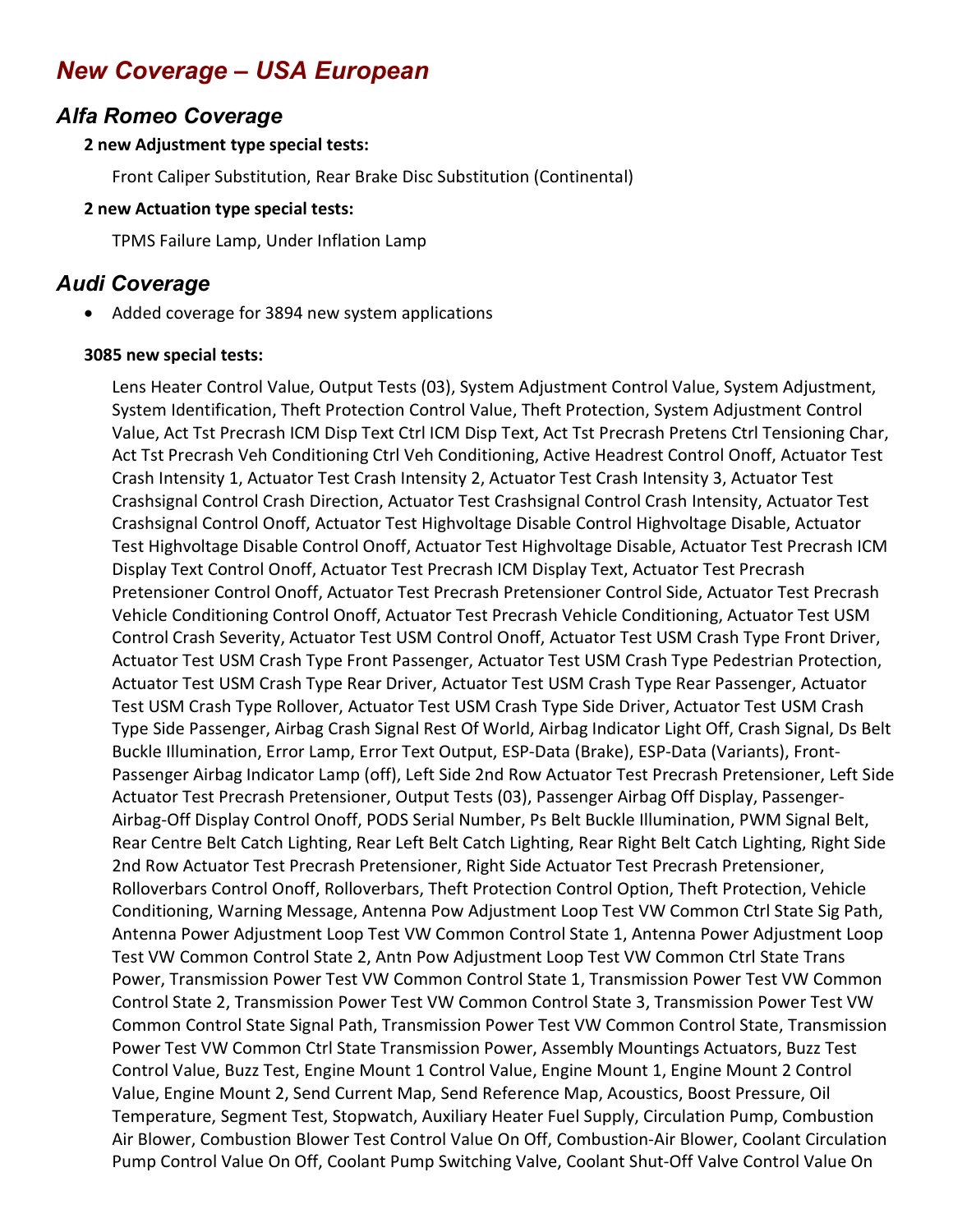# New Coverage – USA European

## Alfa Romeo Coverage

**2 new Adjustment type special tests:**

Front Caliper Substitution, Rear Brake Disc Substitution (Continental)

**2 new Actuation type special tests:**

TPMS Failure Lamp, Under Inflation Lamp

## Audi Coverage

- Added coverage for 3894 new system applications

**3085 new special tests:**

Lens Heater Control Value, Output Tests (03), System Adjustment Control Value, System Adjustment, System Identification, Theft Protection Control Value, Theft Protection, System Adjustment Control Value, Act Tst Precrash ICM Disp Text Ctrl ICM Disp Text, Act Tst Precrash Pretens Ctrl Tensioning Char, Act Tst Precrash Veh Conditioning Ctrl Veh Conditioning, Active Headrest Control Onoff, Actuator Test Crash Intensity 1, Actuator Test Crash Intensity 2, Actuator Test Crash Intensity 3, Actuator Test Crashsignal Control Crash Direction, Actuator Test Crashsignal Control Crash Intensity, Actuator Test Crashsignal Control Onoff, Actuator Test Highvoltage Disable Control Highvoltage Disable, Actuator Test Highvoltage Disable Control Onoff, Actuator Test Highvoltage Disable, Actuator Test Precrash ICM Display Text Control Onoff, Actuator Test Precrash ICM Display Text, Actuator Test Precrash Pretensioner Control Onoff, Actuator Test Precrash Pretensioner Control Side, Actuator Test Precrash Vehicle Conditioning Control Onoff, Actuator Test Precrash Vehicle Conditioning, Actuator Test USM Control Crash Severity, Actuator Test USM Control Onoff, Actuator Test USM Crash Type Front Driver, Actuator Test USM Crash Type Front Passenger, Actuator Test USM Crash Type Pedestrian Protection, Actuator Test USM Crash Type Rear Driver, Actuator Test USM Crash Type Rear Passenger, Actuator Test USM Crash Type Rollover, Actuator Test USM Crash Type Side Driver, Actuator Test USM Crash Type Side Passenger, Airbag Crash Signal Rest Of World, Airbag Indicator Light Off, Crash Signal, Ds Belt Buckle Illumination, Error Lamp, Error Text Output, ESP-Data (Brake), ESP-Data (Variants), Front-Passenger Airbag Indicator Lamp (off), Left Side 2nd Row Actuator Test Precrash Pretensioner, Left Side Actuator Test Precrash Pretensioner, Output Tests (03), Passenger Airbag Off Display, Passenger-Airbag-Off Display Control Onoff, PODS Serial Number, Ps Belt Buckle Illumination, PWM Signal Belt, Rear Centre Belt Catch Lighting, Rear Left Belt Catch Lighting, Rear Right Belt Catch Lighting, Right Side 2nd Row Actuator Test Precrash Pretensioner, Right Side Actuator Test Precrash Pretensioner, Rolloverbars Control Onoff, Rolloverbars, Theft Protection Control Option, Theft Protection, Vehicle Conditioning, Warning Message, Antenna Pow Adjustment Loop Test VW Common Ctrl State Sig Path, Antenna Power Adjustment Loop Test VW Common Control State 1, Antenna Power Adjustment Loop Test VW Common Control State 2, Antn Pow Adjustment Loop Test VW Common Ctrl State Trans Power, Transmission Power Test VW Common Control State 1, Transmission Power Test VW Common Control State 2, Transmission Power Test VW Common Control State 3, Transmission Power Test VW Common Control State Signal Path, Transmission Power Test VW Common Control State, Transmission Power Test VW Common Ctrl State Transmission Power, Assembly Mountings Actuators, Buzz Test Control Value, Buzz Test, Engine Mount 1 Control Value, Engine Mount 1, Engine Mount 2 Control Value, Engine Mount 2, Send Current Map, Send Reference Map, Acoustics, Boost Pressure, Oil Temperature, Segment Test, Stopwatch, Auxiliary Heater Fuel Supply, Circulation Pump, Combustion Air Blower, Combustion Blower Test Control Value On Off, Combustion-Air Blower, Coolant Circulation Pump Control Value On Off, Coolant Pump Switching Valve, Coolant Shut-Off Valve Control Value On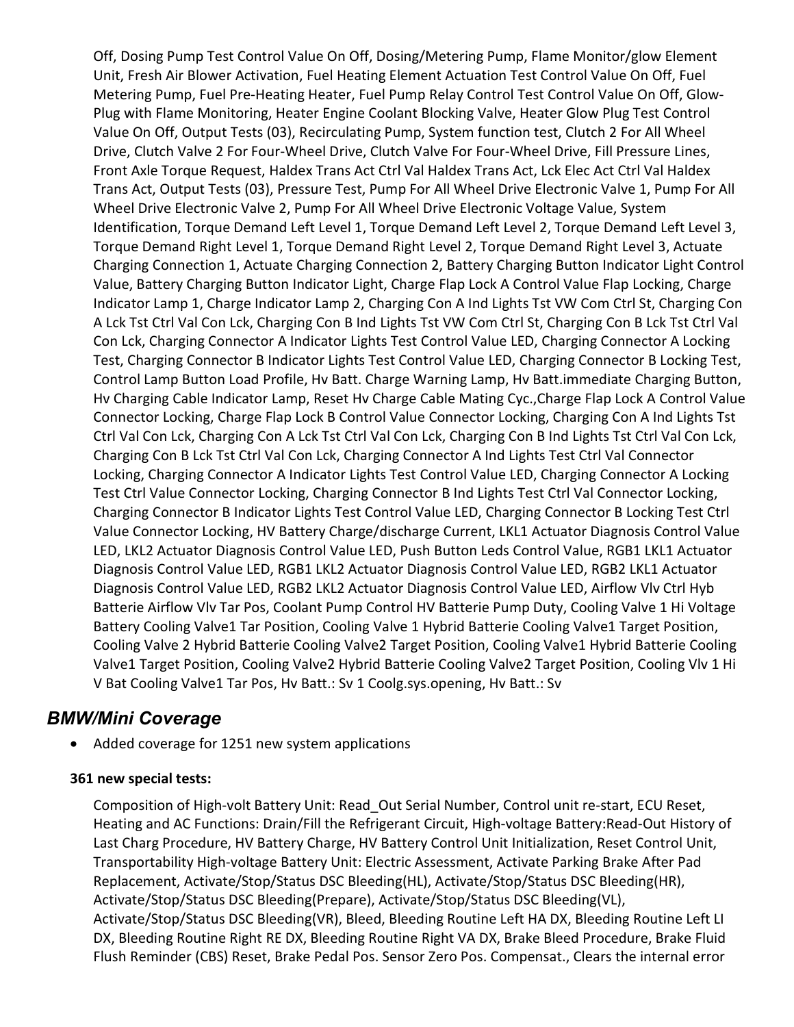Off, Dosing Pump Test Control Value On Off, Dosing/Metering Pump, Flame Monitor/glow Element Unit, Fresh Air Blower Activation, Fuel Heating Element Actuation Test Control Value On Off, Fuel Metering Pump, Fuel Pre-Heating Heater, Fuel Pump Relay Control Test Control Value On Off, Glow-Plug with Flame Monitoring, Heater Engine Coolant Blocking Valve, Heater Glow Plug Test Control Value On Off, Output Tests (03), Recirculating Pump, System function test, Clutch 2 For All Wheel Drive, Clutch Valve 2 For Four-Wheel Drive, Clutch Valve For Four-Wheel Drive, Fill Pressure Lines, Front Axle Torque Request, Haldex Trans Act Ctrl Val Haldex Trans Act, Lck Elec Act Ctrl Val Haldex Trans Act, Output Tests (03), Pressure Test, Pump For All Wheel Drive Electronic Valve 1, Pump For All Wheel Drive Electronic Valve 2, Pump For All Wheel Drive Electronic Voltage Value, System Identification, Torque Demand Left Level 1, Torque Demand Left Level 2, Torque Demand Left Level 3, Torque Demand Right Level 1, Torque Demand Right Level 2, Torque Demand Right Level 3, Actuate Charging Connection 1, Actuate Charging Connection 2, Battery Charging Button Indicator Light Control Value, Battery Charging Button Indicator Light, Charge Flap Lock A Control Value Flap Locking, Charge Indicator Lamp 1, Charge Indicator Lamp 2, Charging Con A Ind Lights Tst VW Com Ctrl St, Charging Con A Lck Tst Ctrl Val Con Lck, Charging Con B Ind Lights Tst VW Com Ctrl St, Charging Con B Lck Tst Ctrl Val Con Lck, Charging Connector A Indicator Lights Test Control Value LED, Charging Connector A Locking Test, Charging Connector B Indicator Lights Test Control Value LED, Charging Connector B Locking Test, Control Lamp Button Load Profile, Hv Batt. Charge Warning Lamp, Hv Batt.immediate Charging Button, Hv Charging Cable Indicator Lamp, Reset Hv Charge Cable Mating Cyc.,Charge Flap Lock A Control Value Connector Locking, Charge Flap Lock B Control Value Connector Locking, Charging Con A Ind Lights Tst Ctrl Val Con Lck, Charging Con A Lck Tst Ctrl Val Con Lck, Charging Con B Ind Lights Tst Ctrl Val Con Lck, Charging Con B Lck Tst Ctrl Val Con Lck, Charging Connector A Ind Lights Test Ctrl Val Connector Locking, Charging Connector A Indicator Lights Test Control Value LED, Charging Connector A Locking Test Ctrl Value Connector Locking, Charging Connector B Ind Lights Test Ctrl Val Connector Locking, Charging Connector B Indicator Lights Test Control Value LED, Charging Connector B Locking Test Ctrl Value Connector Locking, HV Battery Charge/discharge Current, LKL1 Actuator Diagnosis Control Value LED, LKL2 Actuator Diagnosis Control Value LED, Push Button Leds Control Value, RGB1 LKL1 Actuator Diagnosis Control Value LED, RGB1 LKL2 Actuator Diagnosis Control Value LED, RGB2 LKL1 Actuator Diagnosis Control Value LED, RGB2 LKL2 Actuator Diagnosis Control Value LED, Airflow Vlv Ctrl Hyb Batterie Airflow Vlv Tar Pos, Coolant Pump Control HV Batterie Pump Duty, Cooling Valve 1 Hi Voltage Battery Cooling Valve1 Tar Position, Cooling Valve 1 Hybrid Batterie Cooling Valve1 Target Position, Cooling Valve 2 Hybrid Batterie Cooling Valve2 Target Position, Cooling Valve1 Hybrid Batterie Cooling Valve1 Target Position, Cooling Valve2 Hybrid Batterie Cooling Valve2 Target Position, Cooling Vlv 1 Hi V Bat Cooling Valve1 Tar Pos, Hv Batt.: Sv 1 Coolg.sys.opening, Hv Batt.: Sv

## *BMW/Mini Coverage*

- Added coverage for 1251 new system applications

**361 new special tests:**

Composition of High-volt Battery Unit: Read_Out Serial Number, Control unit re-start, ECU Reset, Heating and AC Functions: Drain/Fill the Refrigerant Circuit, High-voltage Battery:Read-Out History of Last Charg Procedure, HV Battery Charge, HV Battery Control Unit Initialization, Reset Control Unit, Transportability High-voltage Battery Unit: Electric Assessment, Activate Parking Brake After Pad Replacement, Activate/Stop/Status DSC Bleeding(HL), Activate/Stop/Status DSC Bleeding(HR), Activate/Stop/Status DSC Bleeding(Prepare), Activate/Stop/Status DSC Bleeding(VL), Activate/Stop/Status DSC Bleeding(VR), Bleed, Bleeding Routine Left HA DX, Bleeding Routine Left LI DX, Bleeding Routine Right RE DX, Bleeding Routine Right VA DX, Brake Bleed Procedure, Brake Fluid Flush Reminder (CBS) Reset, Brake Pedal Pos. Sensor Zero Pos. Compensat., Clears the internal error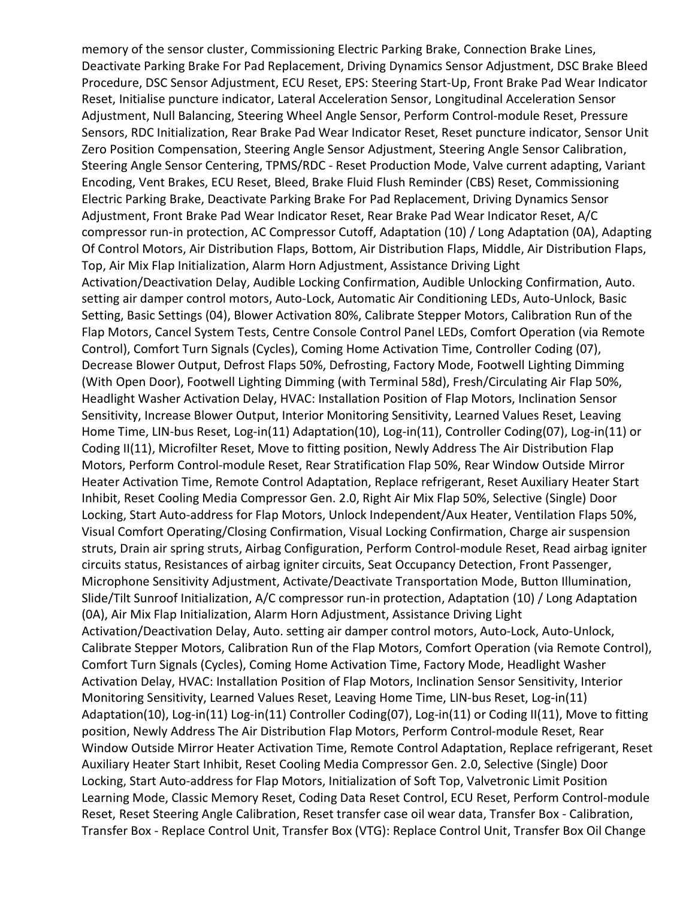memory of the sensor cluster, Commissioning Electric Parking Brake, Connection Brake Lines, Deactivate Parking Brake For Pad Replacement, Driving Dynamics Sensor Adjustment, DSC Brake Bleed Procedure, DSC Sensor Adjustment, ECU Reset, EPS: Steering Start-Up, Front Brake Pad Wear Indicator Reset, Initialise puncture indicator, Lateral Acceleration Sensor, Longitudinal Acceleration Sensor Adjustment, Null Balancing, Steering Wheel Angle Sensor, Perform Control-module Reset, Pressure Sensors, RDC Initialization, Rear Brake Pad Wear Indicator Reset, Reset puncture indicator, Sensor Unit Zero Position Compensation, Steering Angle Sensor Adjustment, Steering Angle Sensor Calibration, Steering Angle Sensor Centering, TPMS/RDC - Reset Production Mode, Valve current adapting, Variant Encoding, Vent Brakes, ECU Reset, Bleed, Brake Fluid Flush Reminder (CBS) Reset, Commissioning Electric Parking Brake, Deactivate Parking Brake For Pad Replacement, Driving Dynamics Sensor Adjustment, Front Brake Pad Wear Indicator Reset, Rear Brake Pad Wear Indicator Reset, A/C compressor run-in protection, AC Compressor Cutoff, Adaptation (10) / Long Adaptation (0A), Adapting Of Control Motors, Air Distribution Flaps, Bottom, Air Distribution Flaps, Middle, Air Distribution Flaps, Top, Air Mix Flap Initialization, Alarm Horn Adjustment, Assistance Driving Light Activation/Deactivation Delay, Audible Locking Confirmation, Audible Unlocking Confirmation, Auto. setting air damper control motors, Auto-Lock, Automatic Air Conditioning LEDs, Auto-Unlock, Basic Setting, Basic Settings (04), Blower Activation 80%, Calibrate Stepper Motors, Calibration Run of the Flap Motors, Cancel System Tests, Centre Console Control Panel LEDs, Comfort Operation (via Remote Control), Comfort Turn Signals (Cycles), Coming Home Activation Time, Controller Coding (07), Decrease Blower Output, Defrost Flaps 50%, Defrosting, Factory Mode, Footwell Lighting Dimming (With Open Door), Footwell Lighting Dimming (with Terminal 58d), Fresh/Circulating Air Flap 50%, Headlight Washer Activation Delay, HVAC: Installation Position of Flap Motors, Inclination Sensor Sensitivity, Increase Blower Output, Interior Monitoring Sensitivity, Learned Values Reset, Leaving Home Time, LIN-bus Reset, Log-in(11) Adaptation(10), Log-in(11), Controller Coding(07), Log-in(11) or Coding II(11), Microfilter Reset, Move to fitting position, Newly Address The Air Distribution Flap Motors, Perform Control-module Reset, Rear Stratification Flap 50%, Rear Window Outside Mirror Heater Activation Time, Remote Control Adaptation, Replace refrigerant, Reset Auxiliary Heater Start Inhibit, Reset Cooling Media Compressor Gen. 2.0, Right Air Mix Flap 50%, Selective (Single) Door Locking, Start Auto-address for Flap Motors, Unlock Independent/Aux Heater, Ventilation Flaps 50%, Visual Comfort Operating/Closing Confirmation, Visual Locking Confirmation, Charge air suspension struts, Drain air spring struts, Airbag Configuration, Perform Control-module Reset, Read airbag igniter circuits status, Resistances of airbag igniter circuits, Seat Occupancy Detection, Front Passenger, Microphone Sensitivity Adjustment, Activate/Deactivate Transportation Mode, Button Illumination, Slide/Tilt Sunroof Initialization, A/C compressor run-in protection, Adaptation (10) / Long Adaptation (0A), Air Mix Flap Initialization, Alarm Horn Adjustment, Assistance Driving Light Activation/Deactivation Delay, Auto. setting air damper control motors, Auto-Lock, Auto-Unlock, Calibrate Stepper Motors, Calibration Run of the Flap Motors, Comfort Operation (via Remote Control), Comfort Turn Signals (Cycles), Coming Home Activation Time, Factory Mode, Headlight Washer Activation Delay, HVAC: Installation Position of Flap Motors, Inclination Sensor Sensitivity, Interior Monitoring Sensitivity, Learned Values Reset, Leaving Home Time, LIN-bus Reset, Log-in(11) Adaptation(10), Log-in(11) Log-in(11) Controller Coding(07), Log-in(11) or Coding II(11), Move to fitting position, Newly Address The Air Distribution Flap Motors, Perform Control-module Reset, Rear Window Outside Mirror Heater Activation Time, Remote Control Adaptation, Replace refrigerant, Reset Auxiliary Heater Start Inhibit, Reset Cooling Media Compressor Gen. 2.0, Selective (Single) Door Locking, Start Auto-address for Flap Motors, Initialization of Soft Top, Valvetronic Limit Position Learning Mode, Classic Memory Reset, Coding Data Reset Control, ECU Reset, Perform Control-module Reset, Reset Steering Angle Calibration, Reset transfer case oil wear data, Transfer Box - Calibration, Transfer Box - Replace Control Unit, Transfer Box (VTG): Replace Control Unit, Transfer Box Oil Change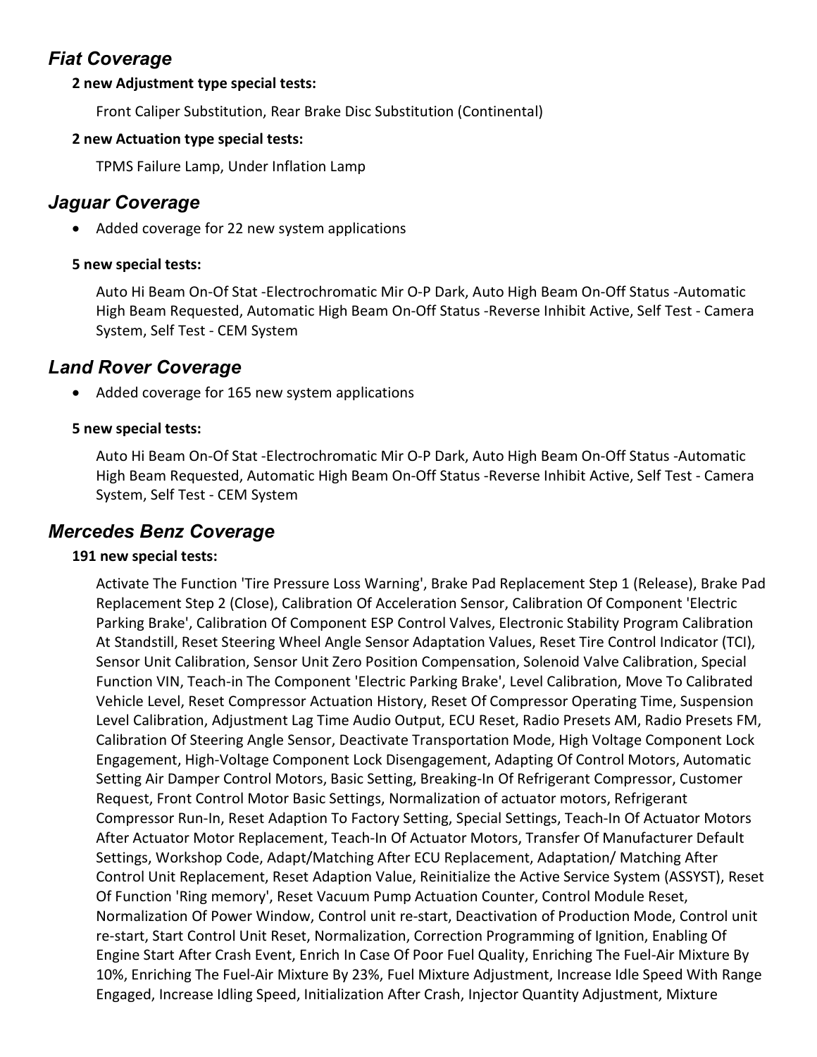## *Fiat Coverage*

**2 new Adjustment type special tests:**

Front Caliper Substitution, Rear Brake Disc Substitution (Continental)

**2 new Actuation type special tests:**

TPMS Failure Lamp, Under Inflation Lamp

## *Jaguar Coverage*

- Added coverage for 22 new system applications

**5 new special tests:**

Auto Hi Beam On-Of Stat -Electrochromatic Mir O-P Dark, Auto High Beam On-Off Status -Automatic High Beam Requested, Automatic High Beam On-Off Status -Reverse Inhibit Active, Self Test - Camera System, Self Test - CEM System

## *Land Rover Coverage*

- Added coverage for 165 new system applications

**5 new special tests:**

Auto Hi Beam On-Of Stat -Electrochromatic Mir O-P Dark, Auto High Beam On-Off Status -Automatic High Beam Requested, Automatic High Beam On-Off Status -Reverse Inhibit Active, Self Test - Camera System, Self Test - CEM System

## *Mercedes Benz Coverage*

**191 new special tests:**

Activate The Function 'Tire Pressure Loss Warning', Brake Pad Replacement Step 1 (Release), Brake Pad Replacement Step 2 (Close), Calibration Of Acceleration Sensor, Calibration Of Component 'Electric Parking Brake', Calibration Of Component ESP Control Valves, Electronic Stability Program Calibration At Standstill, Reset Steering Wheel Angle Sensor Adaptation Values, Reset Tire Control Indicator (TCI), Sensor Unit Calibration, Sensor Unit Zero Position Compensation, Solenoid Valve Calibration, Special Function VIN, Teach-in The Component 'Electric Parking Brake', Level Calibration, Move To Calibrated Vehicle Level, Reset Compressor Actuation History, Reset Of Compressor Operating Time, Suspension Level Calibration, Adjustment Lag Time Audio Output, ECU Reset, Radio Presets AM, Radio Presets FM, Calibration Of Steering Angle Sensor, Deactivate Transportation Mode, High Voltage Component Lock Engagement, High-Voltage Component Lock Disengagement, Adapting Of Control Motors, Automatic Setting Air Damper Control Motors, Basic Setting, Breaking-In Of Refrigerant Compressor, Customer Request, Front Control Motor Basic Settings, Normalization of actuator motors, Refrigerant Compressor Run-In, Reset Adaption To Factory Setting, Special Settings, Teach-In Of Actuator Motors After Actuator Motor Replacement, Teach-In Of Actuator Motors, Transfer Of Manufacturer Default Settings, Workshop Code, Adapt/Matching After ECU Replacement, Adaptation/ Matching After Control Unit Replacement, Reset Adaption Value, Reinitialize the Active Service System (ASSYST), Reset Of Function 'Ring memory', Reset Vacuum Pump Actuation Counter, Control Module Reset, Normalization Of Power Window, Control unit re-start, Deactivation of Production Mode, Control unit re-start, Start Control Unit Reset, Normalization, Correction Programming of Ignition, Enabling Of Engine Start After Crash Event, Enrich In Case Of Poor Fuel Quality, Enriching The Fuel-Air Mixture By 10%, Enriching The Fuel-Air Mixture By 23%, Fuel Mixture Adjustment, Increase Idle Speed With Range Engaged, Increase Idling Speed, Initialization After Crash, Injector Quantity Adjustment, Mixture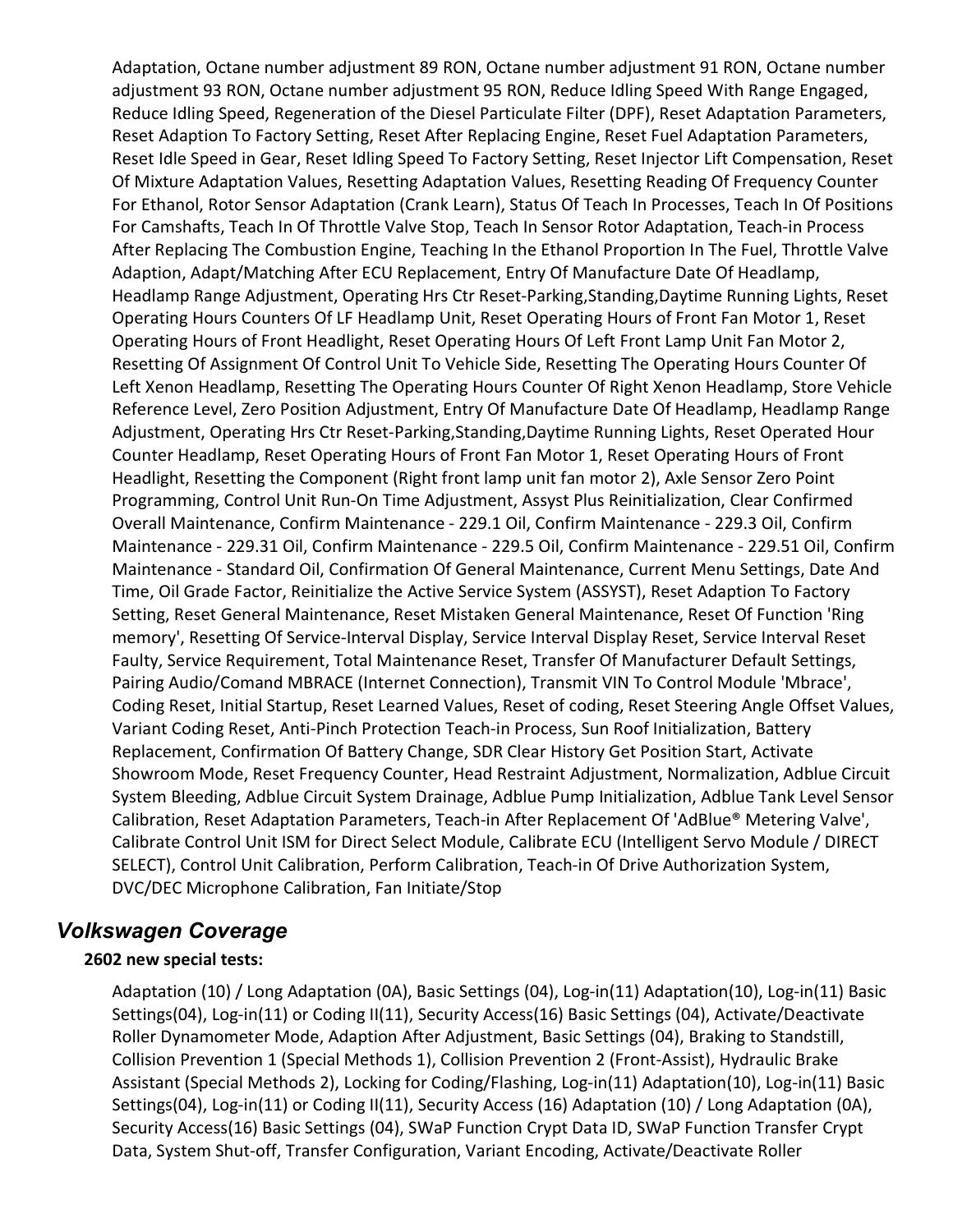Adaptation, Octane number adjustment 89 RON, Octane number adjustment 91 RON, Octane number adjustment 93 RON, Octane number adjustment 95 RON, Reduce Idling Speed With Range Engaged, Reduce Idling Speed, Regeneration of the Diesel Particulate Filter (DPF), Reset Adaptation Parameters, Reset Adaption To Factory Setting, Reset After Replacing Engine, Reset Fuel Adaptation Parameters, Reset Idle Speed in Gear, Reset Idling Speed To Factory Setting, Reset Injector Lift Compensation, Reset Of Mixture Adaptation Values, Resetting Adaptation Values, Resetting Reading Of Frequency Counter For Ethanol, Rotor Sensor Adaptation (Crank Learn), Status Of Teach In Processes, Teach In Of Positions For Camshafts, Teach In Of Throttle Valve Stop, Teach In Sensor Rotor Adaptation, Teach-in Process After Replacing The Combustion Engine, Teaching In the Ethanol Proportion In The Fuel, Throttle Valve Adaption, Adapt/Matching After ECU Replacement, Entry Of Manufacture Date Of Headlamp, Headlamp Range Adjustment, Operating Hrs Ctr Reset-Parking,Standing,Daytime Running Lights, Reset Operating Hours Counters Of LF Headlamp Unit, Reset Operating Hours of Front Fan Motor 1, Reset Operating Hours of Front Headlight, Reset Operating Hours Of Left Front Lamp Unit Fan Motor 2, Resetting Of Assignment Of Control Unit To Vehicle Side, Resetting The Operating Hours Counter Of Left Xenon Headlamp, Resetting The Operating Hours Counter Of Right Xenon Headlamp, Store Vehicle Reference Level, Zero Position Adjustment, Entry Of Manufacture Date Of Headlamp, Headlamp Range Adjustment, Operating Hrs Ctr Reset-Parking,Standing,Daytime Running Lights, Reset Operated Hour Counter Headlamp, Reset Operating Hours of Front Fan Motor 1, Reset Operating Hours of Front Headlight, Resetting the Component (Right front lamp unit fan motor 2), Axle Sensor Zero Point Programming, Control Unit Run-On Time Adjustment, Assyst Plus Reinitialization, Clear Confirmed Overall Maintenance, Confirm Maintenance - 229.1 Oil, Confirm Maintenance - 229.3 Oil, Confirm Maintenance - 229.31 Oil, Confirm Maintenance - 229.5 Oil, Confirm Maintenance - 229.51 Oil, Confirm Maintenance - Standard Oil, Confirmation Of General Maintenance, Current Menu Settings, Date And Time, Oil Grade Factor, Reinitialize the Active Service System (ASSYST), Reset Adaption To Factory Setting, Reset General Maintenance, Reset Mistaken General Maintenance, Reset Of Function 'Ring memory', Resetting Of Service-Interval Display, Service Interval Display Reset, Service Interval Reset Faulty, Service Requirement, Total Maintenance Reset, Transfer Of Manufacturer Default Settings, Pairing Audio/Comand MBRACE (Internet Connection), Transmit VIN To Control Module 'Mbrace', Coding Reset, Initial Startup, Reset Learned Values, Reset of coding, Reset Steering Angle Offset Values, Variant Coding Reset, Anti-Pinch Protection Teach-in Process, Sun Roof Initialization, Battery Replacement, Confirmation Of Battery Change, SDR Clear History Get Position Start, Activate Showroom Mode, Reset Frequency Counter, Head Restraint Adjustment, Normalization, Adblue Circuit System Bleeding, Adblue Circuit System Drainage, Adblue Pump Initialization, Adblue Tank Level Sensor Calibration, Reset Adaptation Parameters, Teach-in After Replacement Of 'AdBlue® Metering Valve', Calibrate Control Unit ISM for Direct Select Module, Calibrate ECU (Intelligent Servo Module / DIRECT SELECT), Control Unit Calibration, Perform Calibration, Teach-in Of Drive Authorization System, DVC/DEC Microphone Calibration, Fan Initiate/Stop

## *Volkswagen Coverage*

**2602 new special tests:**

Adaptation (10) / Long Adaptation (0A), Basic Settings (04), Log-in(11) Adaptation(10), Log-in(11) Basic Settings(04), Log-in(11) or Coding II(11), Security Access(16) Basic Settings (04), Activate/Deactivate Roller Dynamometer Mode, Adaption After Adjustment, Basic Settings (04), Braking to Standstill, Collision Prevention 1 (Special Methods 1), Collision Prevention 2 (Front-Assist), Hydraulic Brake Assistant (Special Methods 2), Locking for Coding/Flashing, Log-in(11) Adaptation(10), Log-in(11) Basic Settings(04), Log-in(11) or Coding II(11), Security Access (16) Adaptation (10) / Long Adaptation (0A), Security Access(16) Basic Settings (04), SWaP Function Crypt Data ID, SWaP Function Transfer Crypt Data, System Shut-off, Transfer Configuration, Variant Encoding, Activate/Deactivate Roller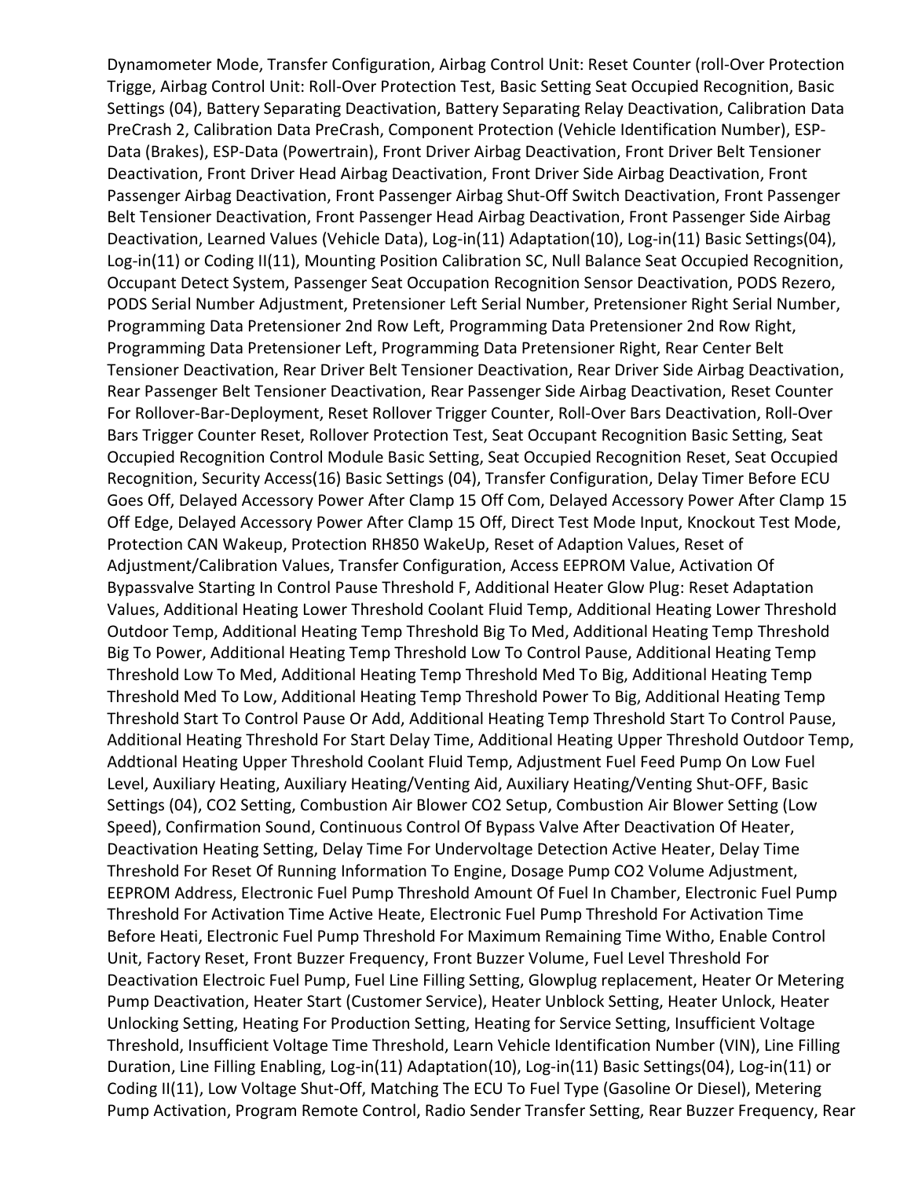Dynamometer Mode, Transfer Configuration, Airbag Control Unit: Reset Counter (roll-Over Protection Trigge, Airbag Control Unit: Roll-Over Protection Test, Basic Setting Seat Occupied Recognition, Basic Settings (04), Battery Separating Deactivation, Battery Separating Relay Deactivation, Calibration Data PreCrash 2, Calibration Data PreCrash, Component Protection (Vehicle Identification Number), ESP-Data (Brakes), ESP-Data (Powertrain), Front Driver Airbag Deactivation, Front Driver Belt Tensioner Deactivation, Front Driver Head Airbag Deactivation, Front Driver Side Airbag Deactivation, Front Passenger Airbag Deactivation, Front Passenger Airbag Shut-Off Switch Deactivation, Front Passenger Belt Tensioner Deactivation, Front Passenger Head Airbag Deactivation, Front Passenger Side Airbag Deactivation, Learned Values (Vehicle Data), Log-in(11) Adaptation(10), Log-in(11) Basic Settings(04), Log-in(11) or Coding II(11), Mounting Position Calibration SC, Null Balance Seat Occupied Recognition, Occupant Detect System, Passenger Seat Occupation Recognition Sensor Deactivation, PODS Rezero, PODS Serial Number Adjustment, Pretensioner Left Serial Number, Pretensioner Right Serial Number, Programming Data Pretensioner 2nd Row Left, Programming Data Pretensioner 2nd Row Right, Programming Data Pretensioner Left, Programming Data Pretensioner Right, Rear Center Belt Tensioner Deactivation, Rear Driver Belt Tensioner Deactivation, Rear Driver Side Airbag Deactivation, Rear Passenger Belt Tensioner Deactivation, Rear Passenger Side Airbag Deactivation, Reset Counter For Rollover-Bar-Deployment, Reset Rollover Trigger Counter, Roll-Over Bars Deactivation, Roll-Over Bars Trigger Counter Reset, Rollover Protection Test, Seat Occupant Recognition Basic Setting, Seat Occupied Recognition Control Module Basic Setting, Seat Occupied Recognition Reset, Seat Occupied Recognition, Security Access(16) Basic Settings (04), Transfer Configuration, Delay Timer Before ECU Goes Off, Delayed Accessory Power After Clamp 15 Off Com, Delayed Accessory Power After Clamp 15 Off Edge, Delayed Accessory Power After Clamp 15 Off, Direct Test Mode Input, Knockout Test Mode, Protection CAN Wakeup, Protection RH850 WakeUp, Reset of Adaption Values, Reset of Adjustment/Calibration Values, Transfer Configuration, Access EEPROM Value, Activation Of Bypassvalve Starting In Control Pause Threshold F, Additional Heater Glow Plug: Reset Adaptation Values, Additional Heating Lower Threshold Coolant Fluid Temp, Additional Heating Lower Threshold Outdoor Temp, Additional Heating Temp Threshold Big To Med, Additional Heating Temp Threshold Big To Power, Additional Heating Temp Threshold Low To Control Pause, Additional Heating Temp Threshold Low To Med, Additional Heating Temp Threshold Med To Big, Additional Heating Temp Threshold Med To Low, Additional Heating Temp Threshold Power To Big, Additional Heating Temp Threshold Start To Control Pause Or Add, Additional Heating Temp Threshold Start To Control Pause, Additional Heating Threshold For Start Delay Time, Additional Heating Upper Threshold Outdoor Temp, Addtional Heating Upper Threshold Coolant Fluid Temp, Adjustment Fuel Feed Pump On Low Fuel Level, Auxiliary Heating, Auxiliary Heating/Venting Aid, Auxiliary Heating/Venting Shut-OFF, Basic Settings (04), CO2 Setting, Combustion Air Blower CO2 Setup, Combustion Air Blower Setting (Low Speed), Confirmation Sound, Continuous Control Of Bypass Valve After Deactivation Of Heater, Deactivation Heating Setting, Delay Time For Undervoltage Detection Active Heater, Delay Time Threshold For Reset Of Running Information To Engine, Dosage Pump CO2 Volume Adjustment, EEPROM Address, Electronic Fuel Pump Threshold Amount Of Fuel In Chamber, Electronic Fuel Pump Threshold For Activation Time Active Heate, Electronic Fuel Pump Threshold For Activation Time Before Heati, Electronic Fuel Pump Threshold For Maximum Remaining Time Witho, Enable Control Unit, Factory Reset, Front Buzzer Frequency, Front Buzzer Volume, Fuel Level Threshold For Deactivation Electroic Fuel Pump, Fuel Line Filling Setting, Glowplug replacement, Heater Or Metering Pump Deactivation, Heater Start (Customer Service), Heater Unblock Setting, Heater Unlock, Heater Unlocking Setting, Heating For Production Setting, Heating for Service Setting, Insufficient Voltage Threshold, Insufficient Voltage Time Threshold, Learn Vehicle Identification Number (VIN), Line Filling Duration, Line Filling Enabling, Log-in(11) Adaptation(10), Log-in(11) Basic Settings(04), Log-in(11) or Coding II(11), Low Voltage Shut-Off, Matching The ECU To Fuel Type (Gasoline Or Diesel), Metering Pump Activation, Program Remote Control, Radio Sender Transfer Setting, Rear Buzzer Frequency, Rear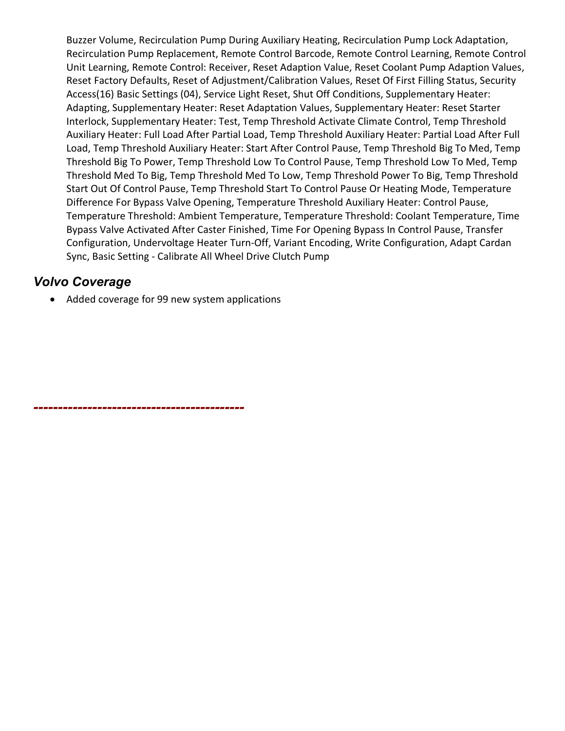Buzzer Volume, Recirculation Pump During Auxiliary Heating, Recirculation Pump Lock Adaptation, Recirculation Pump Replacement, Remote Control Barcode, Remote Control Learning, Remote Control Unit Learning, Remote Control: Receiver, Reset Adaption Value, Reset Coolant Pump Adaption Values, Reset Factory Defaults, Reset of Adjustment/Calibration Values, Reset Of First Filling Status, Security Access(16) Basic Settings (04), Service Light Reset, Shut Off Conditions, Supplementary Heater: Adapting, Supplementary Heater: Reset Adaptation Values, Supplementary Heater: Reset Starter Interlock, Supplementary Heater: Test, Temp Threshold Activate Climate Control, Temp Threshold Auxiliary Heater: Full Load After Partial Load, Temp Threshold Auxiliary Heater: Partial Load After Full Load, Temp Threshold Auxiliary Heater: Start After Control Pause, Temp Threshold Big To Med, Temp Threshold Big To Power, Temp Threshold Low To Control Pause, Temp Threshold Low To Med, Temp Threshold Med To Big, Temp Threshold Med To Low, Temp Threshold Power To Big, Temp Threshold Start Out Of Control Pause, Temp Threshold Start To Control Pause Or Heating Mode, Temperature Difference For Bypass Valve Opening, Temperature Threshold Auxiliary Heater: Control Pause, Temperature Threshold: Ambient Temperature, Temperature Threshold: Coolant Temperature, Time Bypass Valve Activated After Caster Finished, Time For Opening Bypass In Control Pause, Transfer Configuration, Undervoltage Heater Turn-Off, Variant Encoding, Write Configuration, Adapt Cardan Sync, Basic Setting - Calibrate All Wheel Drive Clutch Pump

## *Volvo Coverage*

- Added coverage for 99 new system applications

*------------------------------------------*